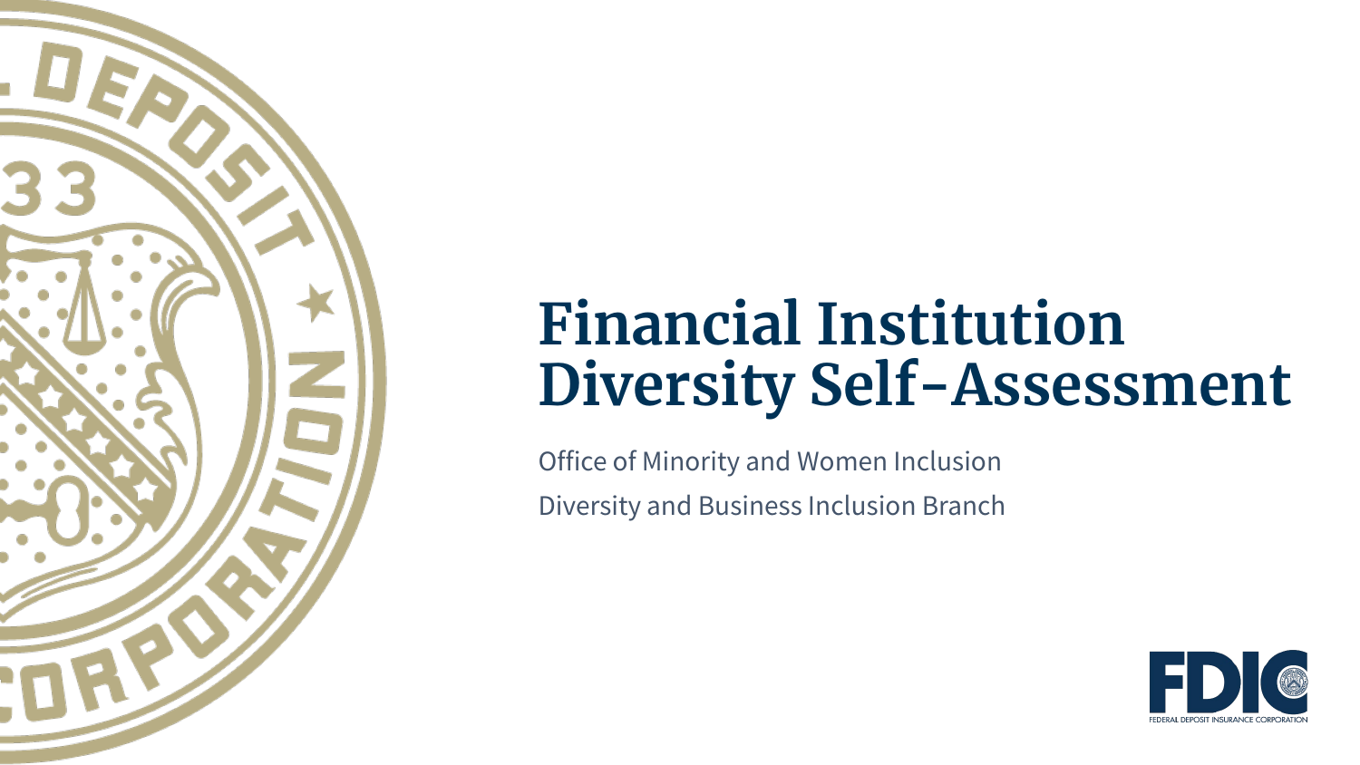# Financial Institution Diversity Self-Assessment

Office of Minority and Women Inclusion

Diversity and Business Inclusion Branch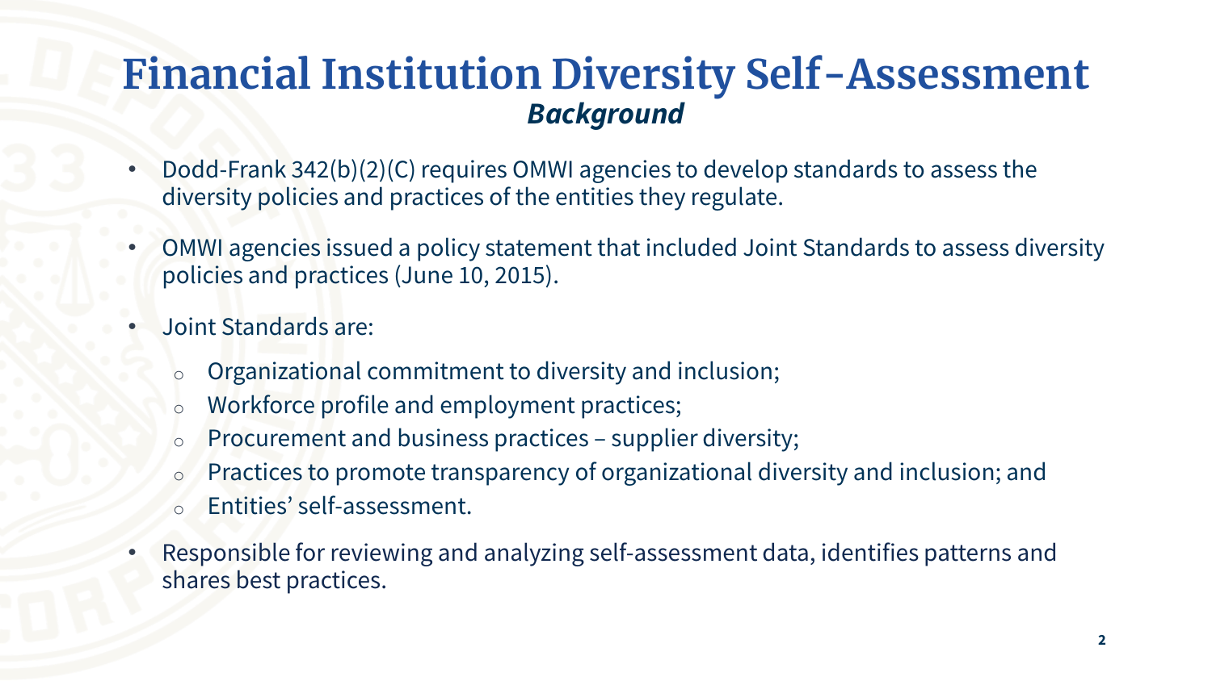# Financial Institution Diversity Self-Assessment

***Background***

- Dodd-Frank 342(b)(2)(C) requires OMWI agencies to develop standards to assess the diversity policies and practices of the entities they regulate.
- OMWI agencies issued a policy statement that included Joint Standards to assess diversity policies and practices (June 10, 2015).
- Joint Standards are:
  - Organizational commitment to diversity and inclusion;
  - Workforce profile and employment practices;
  - Procurement and business practices – supplier diversity;
  - Practices to promote transparency of organizational diversity and inclusion; and
  - Entities' self-assessment.
- Responsible for reviewing and analyzing self-assessment data, identifies patterns and shares best practices.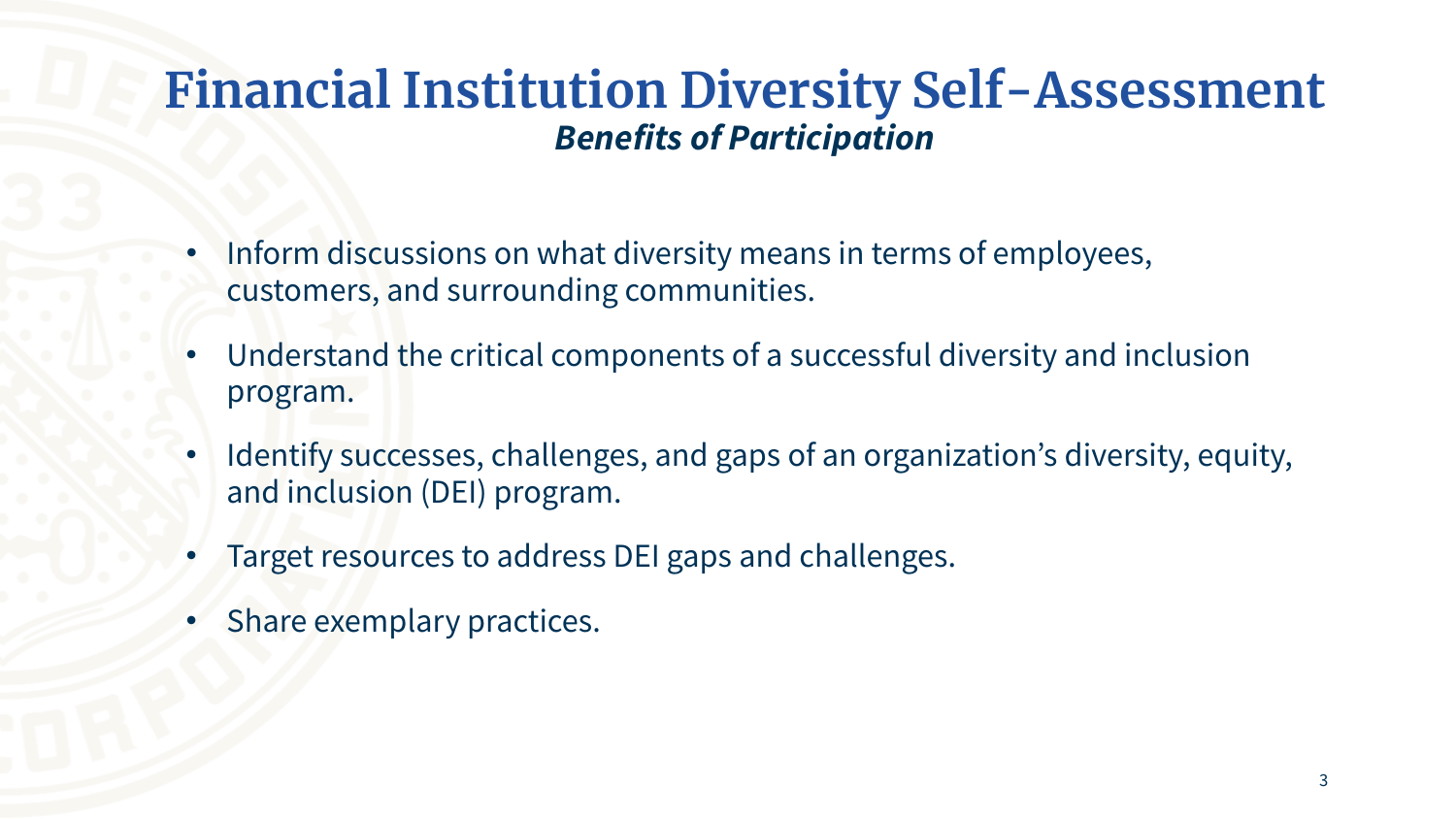# Financial Institution Diversity Self-Assessment

***Benefits of Participation***

- Inform discussions on what diversity means in terms of employees, customers, and surrounding communities.
- Understand the critical components of a successful diversity and inclusion program.
- Identify successes, challenges, and gaps of an organization's diversity, equity, and inclusion (DEI) program.
- Target resources to address DEI gaps and challenges.
- Share exemplary practices.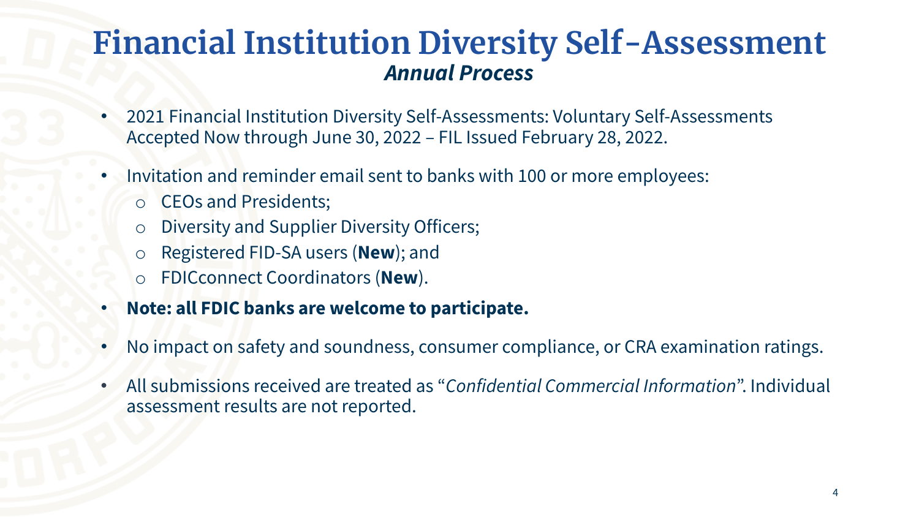# Financial Institution Diversity Self-Assessment

***Annual Process***

- 2021 Financial Institution Diversity Self-Assessments: Voluntary Self-Assessments Accepted Now through June 30, 2022 – FIL Issued February 28, 2022.
- Invitation and reminder email sent to banks with 100 or more employees:
  - CEOs and Presidents;
  - Diversity and Supplier Diversity Officers;
  - Registered FID-SA users (**New**); and
  - FDICconnect Coordinators (**New**).
- **Note: all FDIC banks are welcome to participate.**
- No impact on safety and soundness, consumer compliance, or CRA examination ratings.
- All submissions received are treated as "*Confidential Commercial Information*". Individual assessment results are not reported.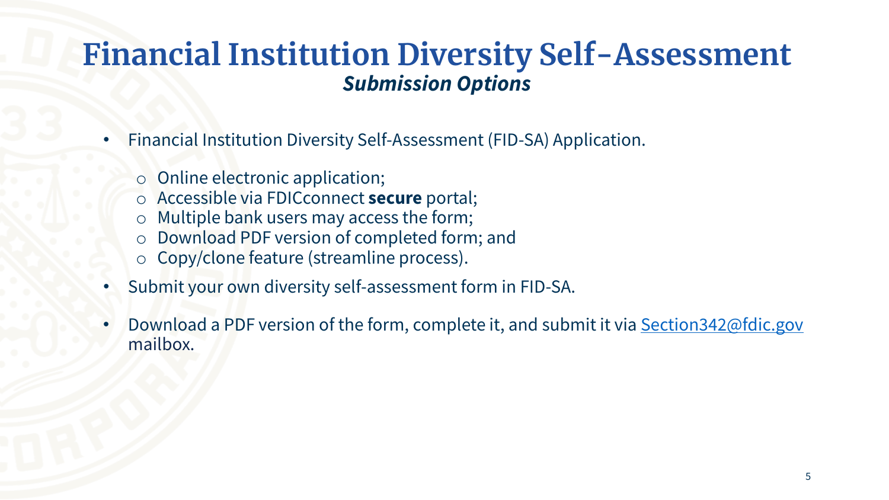# Financial Institution Diversity Self-Assessment

***Submission Options***

- Financial Institution Diversity Self-Assessment (FID-SA) Application.
  - Online electronic application;
  - Accessible via FDICconnect **secure** portal;
  - Multiple bank users may access the form;
  - Download PDF version of completed form; and
  - Copy/clone feature (streamline process).
- Submit your own diversity self-assessment form in FID-SA.
- Download a PDF version of the form, complete it, and submit it via Section342@fdic.gov mailbox.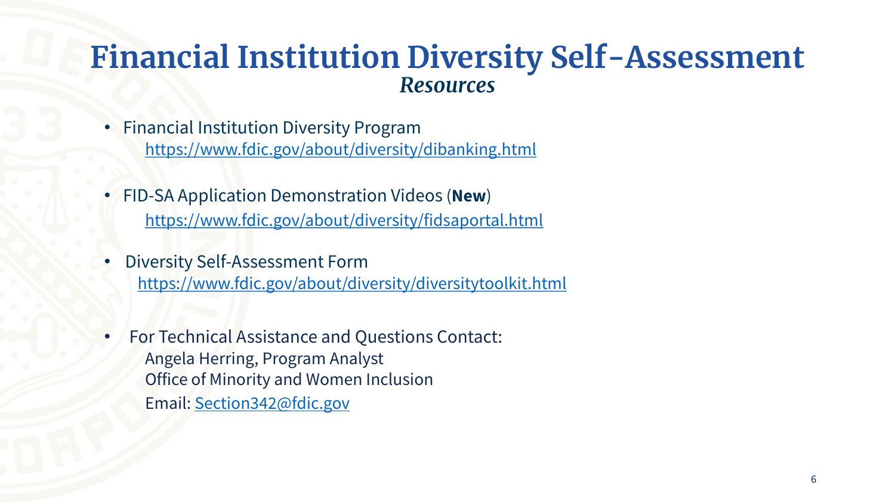# Financial Institution Diversity Self-Assessment

### *Resources*

- Financial Institution Diversity Program
  https://www.fdic.gov/about/diversity/dibanking.html

- FID-SA Application Demonstration Videos (**New**)
  https://www.fdic.gov/about/diversity/fidsaportal.html

- Diversity Self-Assessment Form
  https://www.fdic.gov/about/diversity/diversitytoolkit.html

- For Technical Assistance and Questions Contact:
  Angela Herring, Program Analyst
  Office of Minority and Women Inclusion
  Email: Section342@fdic.gov